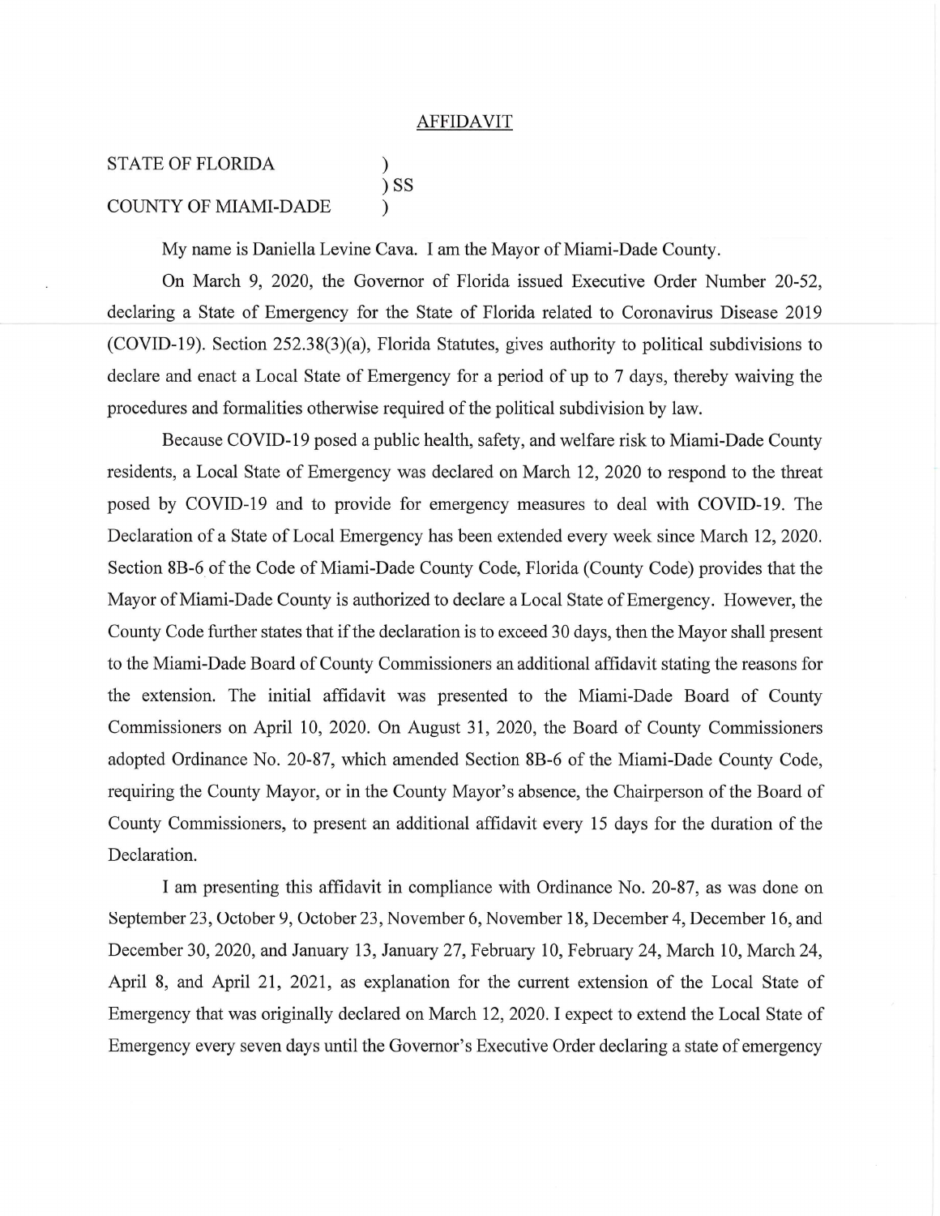# AFFIDAVIT

STATE OF FLORIDA )
) SS
COUNTY OF MIAMI-DADE )

My name is Daniella Levine Cava. I am the Mayor of Miami-Dade County.

On March 9, 2020, the Governor of Florida issued Executive Order Number 20-52, declaring a State of Emergency for the State of Florida related to Coronavirus Disease 2019 (COVID-19). Section 252.38(3)(a), Florida Statutes, gives authority to political subdivisions to declare and enact a Local State of Emergency for a period of up to 7 days, thereby waiving the procedures and formalities otherwise required of the political subdivision by law.

Because COVID-19 posed a public health, safety, and welfare risk to Miami-Dade County residents, a Local State of Emergency was declared on March 12, 2020 to respond to the threat posed by COVID-19 and to provide for emergency measures to deal with COVID-19. The Declaration of a State of Local Emergency has been extended every week since March 12, 2020. Section 8B-6 of the Code of Miami-Dade County Code, Florida (County Code) provides that the Mayor of Miami-Dade County is authorized to declare a Local State of Emergency. However, the County Code further states that if the declaration is to exceed 30 days, then the Mayor shall present to the Miami-Dade Board of County Commissioners an additional affidavit stating the reasons for the extension. The initial affidavit was presented to the Miami-Dade Board of County Commissioners on April 10, 2020. On August 31, 2020, the Board of County Commissioners adopted Ordinance No. 20-87, which amended Section 8B-6 of the Miami-Dade County Code, requiring the County Mayor, or in the County Mayor's absence, the Chairperson of the Board of County Commissioners, to present an additional affidavit every 15 days for the duration of the Declaration.

I am presenting this affidavit in compliance with Ordinance No. 20-87, as was done on September 23, October 9, October 23, November 6, November 18, December 4, December 16, and December 30, 2020, and January 13, January 27, February 10, February 24, March 10, March 24, April 8, and April 21, 2021, as explanation for the current extension of the Local State of Emergency that was originally declared on March 12, 2020. I expect to extend the Local State of Emergency every seven days until the Governor's Executive Order declaring a state of emergency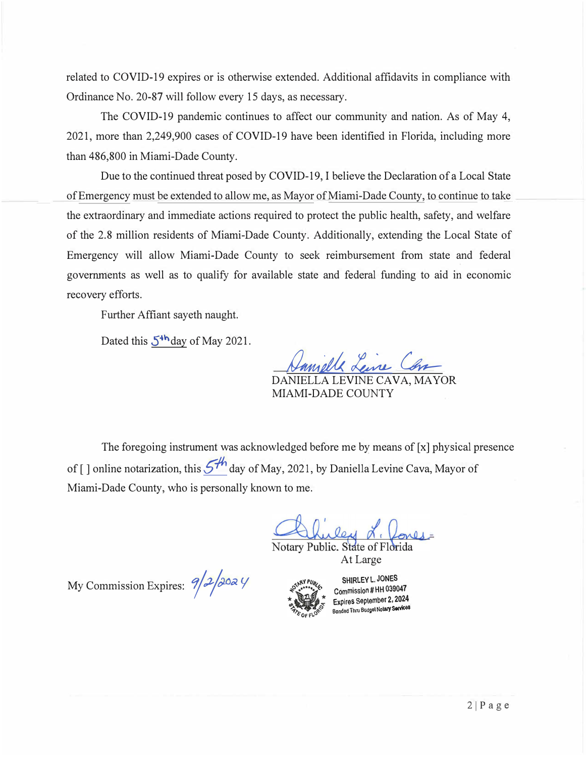related to COVID-19 expires or is otherwise extended. Additional affidavits in compliance with Ordinance No. 20-87 will follow every 15 days, as necessary.

The COVID-19 pandemic continues to affect our community and nation. As of May 4, 2021, more than 2,249,900 cases of COVID-19 have been identified in Florida, including more than 486,800 in Miami-Dade County.

Due to the continued threat posed by COVID-19, I believe the Declaration of a Local State of Emergency must be extended to allow me, as Mayor of Miami-Dade County, to continue to take the extraordinary and immediate actions required to protect the public health, safety, and welfare of the 2.8 million residents of Miami-Dade County. Additionally, extending the Local State of Emergency will allow Miami-Dade County to seek reimbursement from state and federal governments as well as to qualify for available state and federal funding to aid in economic recovery efforts.

Further Affiant sayeth naught.

Dated this 5th day of May 2021.

Daniella Levine Cava

DANIELLA LEVINE CAVA, MAYOR
MIAMI-DADE COUNTY

The foregoing instrument was acknowledged before me by means of [x] physical presence of [ ] online notarization, this 5th day of May, 2021, by Daniella Levine Cava, Mayor of Miami-Dade County, who is personally known to me.

Shirley L. Jones

Notary Public. State of Florida
At Large

My Commission Expires: 9/2/2024

NOTARY PUBLIC STATE OF FLORIDA
SHIRLEY L. JONES
Commission # HH 039047
Expires September 2, 2024
Bonded Thru Budget Notary Services